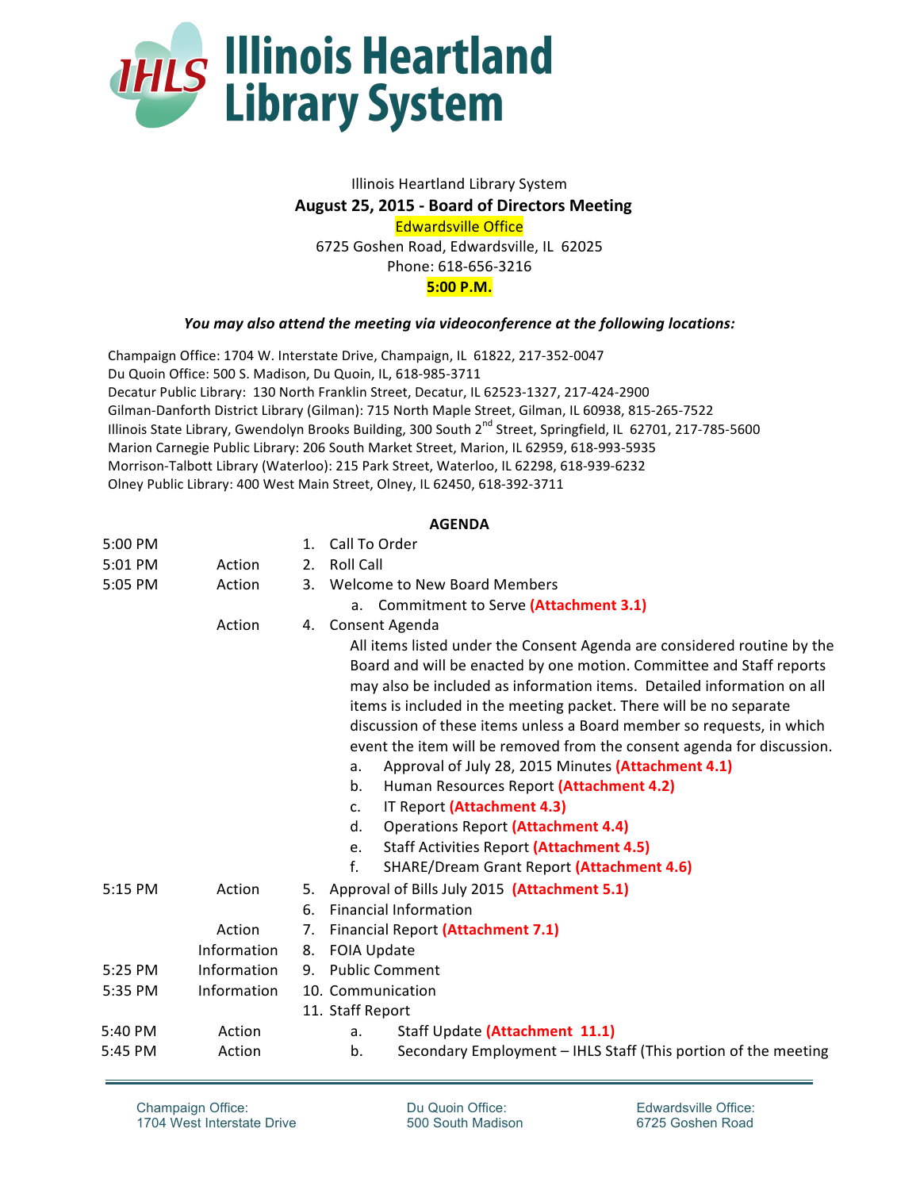# Illinois Heartland Library System

Illinois Heartland Library System
**August 25, 2015 - Board of Directors Meeting**
Edwardsville Office
6725 Goshen Road, Edwardsville, IL 62025
Phone: 618-656-3216
**5:00 P.M.**

***You may also attend the meeting via videoconference at the following locations:***

Champaign Office: 1704 W. Interstate Drive, Champaign, IL 61822, 217-352-0047
Du Quoin Office: 500 S. Madison, Du Quoin, IL, 618-985-3711
Decatur Public Library: 130 North Franklin Street, Decatur, IL 62523-1327, 217-424-2900
Gilman-Danforth District Library (Gilman): 715 North Maple Street, Gilman, IL 60938, 815-265-7522
Illinois State Library, Gwendolyn Brooks Building, 300 South 2nd Street, Springfield, IL 62701, 217-785-5600
Marion Carnegie Public Library: 206 South Market Street, Marion, IL 62959, 618-993-5935
Morrison-Talbott Library (Waterloo): 215 Park Street, Waterloo, IL 62298, 618-939-6232
Olney Public Library: 400 West Main Street, Olney, IL 62450, 618-392-3711

**AGENDA**

| Time | Type | Item |
|---|---|---|
| 5:00 PM | | 1. Call To Order |
| 5:01 PM | Action | 2. Roll Call |
| 5:05 PM | Action | 3. Welcome to New Board Members<br>a. Commitment to Serve **(Attachment 3.1)** |
| | Action | 4. Consent Agenda<br>All items listed under the Consent Agenda are considered routine by the Board and will be enacted by one motion. Committee and Staff reports may also be included as information items. Detailed information on all items is included in the meeting packet. There will be no separate discussion of these items unless a Board member so requests, in which event the item will be removed from the consent agenda for discussion.<br>a. Approval of July 28, 2015 Minutes **(Attachment 4.1)**<br>b. Human Resources Report **(Attachment 4.2)**<br>c. IT Report **(Attachment 4.3)**<br>d. Operations Report **(Attachment 4.4)**<br>e. Staff Activities Report **(Attachment 4.5)**<br>f. SHARE/Dream Grant Report **(Attachment 4.6)** |
| 5:15 PM | Action | 5. Approval of Bills July 2015 **(Attachment 5.1)** |
| | | 6. Financial Information |
| | Action | 7. Financial Report **(Attachment 7.1)** |
| | Information | 8. FOIA Update |
| 5:25 PM | Information | 9. Public Comment |
| 5:35 PM | Information | 10. Communication |
| | | 11. Staff Report |
| 5:40 PM | Action | a. Staff Update **(Attachment 11.1)** |
| 5:45 PM | Action | b. Secondary Employment – IHLS Staff (This portion of the meeting |

Champaign Office: 1704 West Interstate Drive
Du Quoin Office: 500 South Madison
Edwardsville Office: 6725 Goshen Road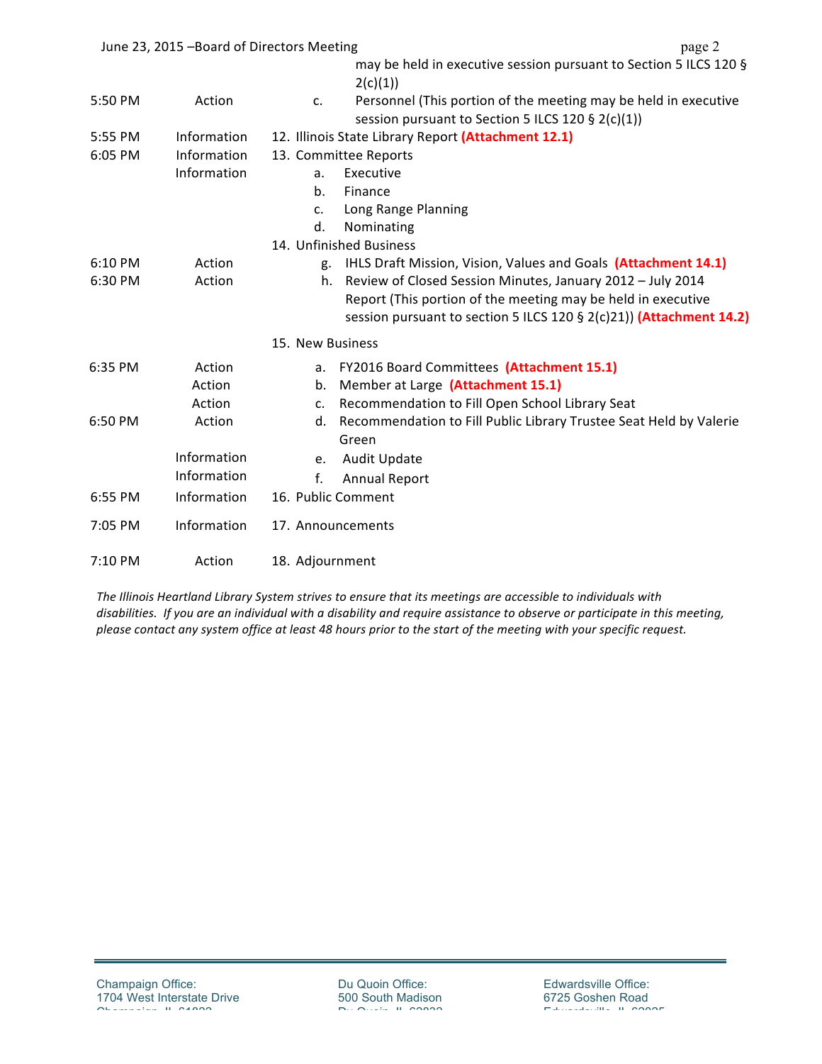| | | |
|---|---|---|
| | | may be held in executive session pursuant to Section 5 ILCS 120 § 2(c)(1)) |
| 5:50 PM | Action | c. Personnel (This portion of the meeting may be held in executive session pursuant to Section 5 ILCS 120 § 2(c)(1)) |
| 5:55 PM | Information | 12. Illinois State Library Report **(Attachment 12.1)** |
| 6:05 PM | Information | 13. Committee Reports |
| | Information | a. Executive |
| | | b. Finance |
| | | c. Long Range Planning |
| | | d. Nominating |
| | | 14. Unfinished Business |
| 6:10 PM | Action | g. IHLS Draft Mission, Vision, Values and Goals **(Attachment 14.1)** |
| 6:30 PM | Action | h. Review of Closed Session Minutes, January 2012 – July 2014 Report (This portion of the meeting may be held in executive session pursuant to section 5 ILCS 120 § 2(c)21)) **(Attachment 14.2)** |
| | | 15. New Business |
| 6:35 PM | Action | a. FY2016 Board Committees **(Attachment 15.1)** |
| | Action | b. Member at Large **(Attachment 15.1)** |
| | Action | c. Recommendation to Fill Open School Library Seat |
| 6:50 PM | Action | d. Recommendation to Fill Public Library Trustee Seat Held by Valerie Green |
| | Information | e. Audit Update |
| | Information | f. Annual Report |
| 6:55 PM | Information | 16. Public Comment |
| 7:05 PM | Information | 17. Announcements |
| 7:10 PM | Action | 18. Adjournment |

*The Illinois Heartland Library System strives to ensure that its meetings are accessible to individuals with disabilities. If you are an individual with a disability and require assistance to observe or participate in this meeting, please contact any system office at least 48 hours prior to the start of the meeting with your specific request.*